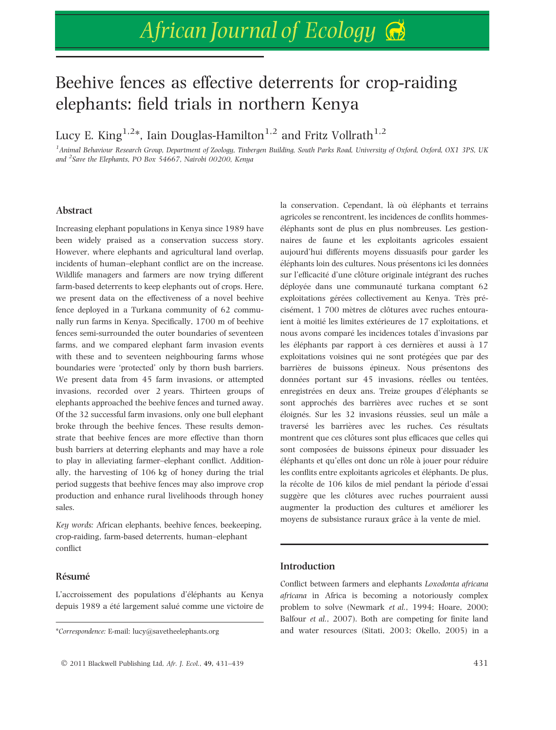# Beehive fences as effective deterrents for crop-raiding elephants: field trials in northern Kenya

Lucy E. King[1,2]*, Iain Douglas-Hamilton[1,2] and Fritz Vollrath[1,2]

[1]Animal Behaviour Research Group, Department of Zoology, Tinbergen Building, South Parks Road, University of Oxford, Oxford, OX1 3PS, UK and [2]Save the Elephants, PO Box 54667, Nairobi 00200, Kenya

## Abstract

Increasing elephant populations in Kenya since 1989 have been widely praised as a conservation success story. However, where elephants and agricultural land overlap, incidents of human–elephant conflict are on the increase. Wildlife managers and farmers are now trying different farm-based deterrents to keep elephants out of crops. Here, we present data on the effectiveness of a novel beehive fence deployed in a Turkana community of 62 communally run farms in Kenya. Specifically, 1700 m of beehive fences semi-surrounded the outer boundaries of seventeen farms, and we compared elephant farm invasion events with these and to seventeen neighbouring farms whose boundaries were 'protected' only by thorn bush barriers. We present data from 45 farm invasions, or attempted invasions, recorded over 2 years. Thirteen groups of elephants approached the beehive fences and turned away. Of the 32 successful farm invasions, only one bull elephant broke through the beehive fences. These results demonstrate that beehive fences are more effective than thorn bush barriers at deterring elephants and may have a role to play in alleviating farmer–elephant conflict. Additionally, the harvesting of 106 kg of honey during the trial period suggests that beehive fences may also improve crop production and enhance rural livelihoods through honey sales.

*Key words:* African elephants, beehive fences, beekeeping, crop-raiding, farm-based deterrents, human–elephant conflict

## Résumé

L'accroissement des populations d'éléphants au Kenya depuis 1989 a été largement salué comme une victoire de la conservation. Cependant, là où éléphants et terrains agricoles se rencontrent, les incidences de conflits hommes-éléphants sont de plus en plus nombreuses. Les gestionnaires de faune et les exploitants agricoles essaient aujourd'hui différents moyens dissuasifs pour garder les éléphants loin des cultures. Nous présentons ici les données sur l'efficacité d'une clôture originale intégrant des ruches déployée dans une communauté turkana comptant 62 exploitations gérées collectivement au Kenya. Très précisément, 1 700 mètres de clôtures avec ruches entouraient à moitié les limites extérieures de 17 exploitations, et nous avons comparé les incidences totales d'invasions par les éléphants par rapport à ces dernières et aussi à 17 exploitations voisines qui ne sont protégées que par des barrières de buissons épineux. Nous présentons des données portant sur 45 invasions, réelles ou tentées, enregistrées en deux ans. Treize groupes d'éléphants se sont approchés des barrières avec ruches et se sont éloignés. Sur les 32 invasions réussies, seul un mâle a traversé les barrières avec les ruches. Ces résultats montrent que ces clôtures sont plus efficaces que celles qui sont composées de buissons épineux pour dissuader les éléphants et qu'elles ont donc un rôle à jouer pour réduire les conflits entre exploitants agricoles et éléphants. De plus, la récolte de 106 kilos de miel pendant la période d'essai suggère que les clôtures avec ruches pourraient aussi augmenter la production des cultures et améliorer les moyens de subsistance ruraux grâce à la vente de miel.

## Introduction

Conflict between farmers and elephants *Loxodonta africana africana* in Africa is becoming a notoriously complex problem to solve (Newmark *et al.*, 1994; Hoare, 2000; Balfour *et al.*, 2007). Both are competing for finite land and water resources (Sitati, 2003; Okello, 2005) in a

*Correspondence: E-mail: lucy@savetheelephants.org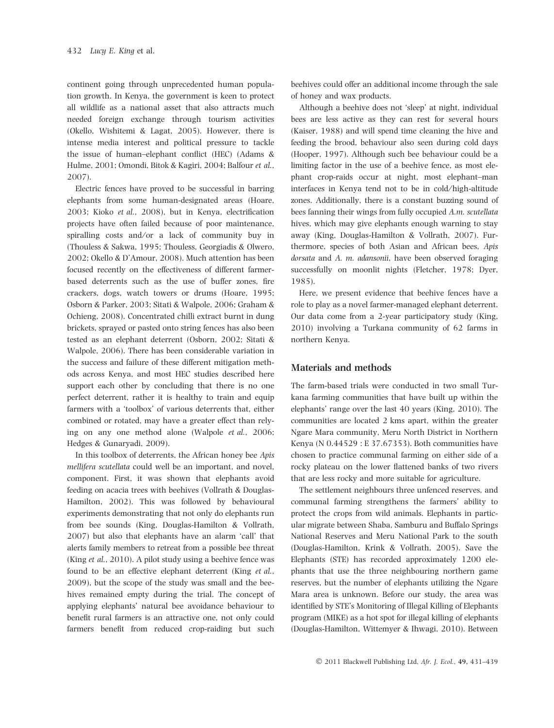continent going through unprecedented human population growth. In Kenya, the government is keen to protect all wildlife as a national asset that also attracts much needed foreign exchange through tourism activities (Okello, Wishitemi & Lagat, 2005). However, there is intense media interest and political pressure to tackle the issue of human–elephant conflict (HEC) (Adams & Hulme, 2001; Omondi, Bitok & Kagiri, 2004; Balfour *et al.*, 2007).

Electric fences have proved to be successful in barring elephants from some human-designated areas (Hoare, 2003; Kioko *et al.*, 2008), but in Kenya, electrification projects have often failed because of poor maintenance, spiralling costs and/or a lack of community buy in (Thouless & Sakwa, 1995; Thouless, Georgiadis & Olwero, 2002; Okello & D'Amour, 2008). Much attention has been focused recently on the effectiveness of different farmer-based deterrents such as the use of buffer zones, fire crackers, dogs, watch towers or drums (Hoare, 1995; Osborn & Parker, 2003; Sitati & Walpole, 2006; Graham & Ochieng, 2008). Concentrated chilli extract burnt in dung brickets, sprayed or pasted onto string fences has also been tested as an elephant deterrent (Osborn, 2002; Sitati & Walpole, 2006). There has been considerable variation in the success and failure of these different mitigation methods across Kenya, and most HEC studies described here support each other by concluding that there is no one perfect deterrent, rather it is healthy to train and equip farmers with a 'toolbox' of various deterrents that, either combined or rotated, may have a greater effect than relying on any one method alone (Walpole *et al.*, 2006; Hedges & Gunaryadi, 2009).

In this toolbox of deterrents, the African honey bee *Apis mellifera scutellata* could well be an important, and novel, component. First, it was shown that elephants avoid feeding on acacia trees with beehives (Vollrath & Douglas-Hamilton, 2002). This was followed by behavioural experiments demonstrating that not only do elephants run from bee sounds (King, Douglas-Hamilton & Vollrath, 2007) but also that elephants have an alarm 'call' that alerts family members to retreat from a possible bee threat (King *et al.*, 2010). A pilot study using a beehive fence was found to be an effective elephant deterrent (King *et al.*, 2009), but the scope of the study was small and the beehives remained empty during the trial. The concept of applying elephants' natural bee avoidance behaviour to benefit rural farmers is an attractive one, not only could farmers benefit from reduced crop-raiding but such beehives could offer an additional income through the sale of honey and wax products.

Although a beehive does not 'sleep' at night, individual bees are less active as they can rest for several hours (Kaiser, 1988) and will spend time cleaning the hive and feeding the brood, behaviour also seen during cold days (Hooper, 1997). Although such bee behaviour could be a limiting factor in the use of a beehive fence, as most elephant crop-raids occur at night, most elephant–man interfaces in Kenya tend not to be in cold/high-altitude zones. Additionally, there is a constant buzzing sound of bees fanning their wings from fully occupied *A.m. scutellata* hives, which may give elephants enough warning to stay away (King, Douglas-Hamilton & Vollrath, 2007). Furthermore, species of both Asian and African bees, *Apis dorsata* and *A. m. adansonii*, have been observed foraging successfully on moonlit nights (Fletcher, 1978; Dyer, 1985).

Here, we present evidence that beehive fences have a role to play as a novel farmer-managed elephant deterrent. Our data come from a 2-year participatory study (King, 2010) involving a Turkana community of 62 farms in northern Kenya.

## Materials and methods

The farm-based trials were conducted in two small Turkana farming communities that have built up within the elephants' range over the last 40 years (King, 2010). The communities are located 2 kms apart, within the greater Ngare Mara community, Meru North District in Northern Kenya (N 0.44529 : E 37.67353). Both communities have chosen to practice communal farming on either side of a rocky plateau on the lower flattened banks of two rivers that are less rocky and more suitable for agriculture.

The settlement neighbours three unfenced reserves, and communal farming strengthens the farmers' ability to protect the crops from wild animals. Elephants in particular migrate between Shaba, Samburu and Buffalo Springs National Reserves and Meru National Park to the south (Douglas-Hamilton, Krink & Vollrath, 2005). Save the Elephants (STE) has recorded approximately 1200 elephants that use the three neighbouring northern game reserves, but the number of elephants utilizing the Ngare Mara area is unknown. Before our study, the area was identified by STE's Monitoring of Illegal Killing of Elephants program (MIKE) as a hot spot for illegal killing of elephants (Douglas-Hamilton, Wittemyer & Ihwagi, 2010). Between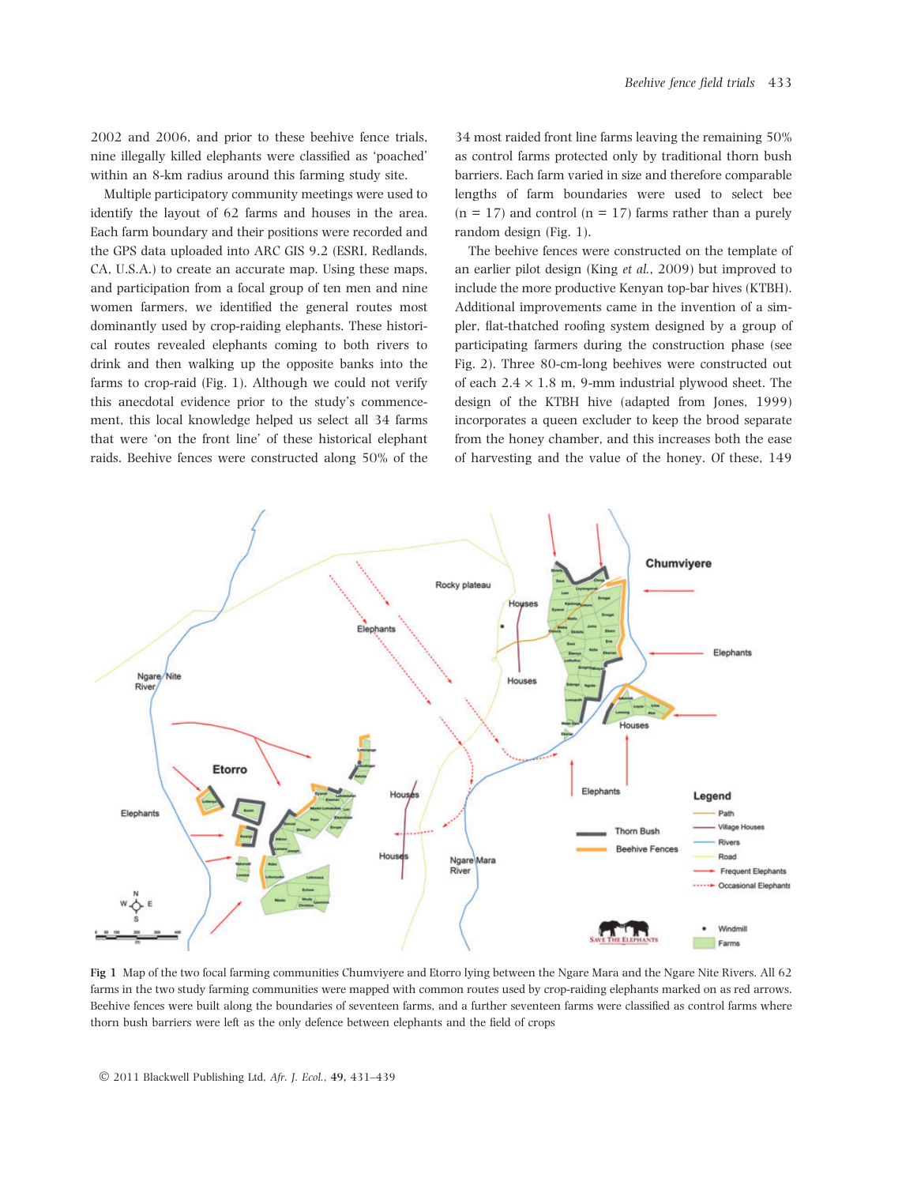2002 and 2006, and prior to these beehive fence trials, nine illegally killed elephants were classified as 'poached' within an 8-km radius around this farming study site.

Multiple participatory community meetings were used to identify the layout of 62 farms and houses in the area. Each farm boundary and their positions were recorded and the GPS data uploaded into ARC GIS 9.2 (ESRI, Redlands, CA, U.S.A.) to create an accurate map. Using these maps, and participation from a focal group of ten men and nine women farmers, we identified the general routes most dominantly used by crop-raiding elephants. These historical routes revealed elephants coming to both rivers to drink and then walking up the opposite banks into the farms to crop-raid (Fig. 1). Although we could not verify this anecdotal evidence prior to the study's commencement, this local knowledge helped us select all 34 farms that were 'on the front line' of these historical elephant raids. Beehive fences were constructed along 50% of the 34 most raided front line farms leaving the remaining 50% as control farms protected only by traditional thorn bush barriers. Each farm varied in size and therefore comparable lengths of farm boundaries were used to select bee (n = 17) and control (n = 17) farms rather than a purely random design (Fig. 1).

The beehive fences were constructed on the template of an earlier pilot design (King *et al.*, 2009) but improved to include the more productive Kenyan top-bar hives (KTBH). Additional improvements came in the invention of a simpler, flat-thatched roofing system designed by a group of participating farmers during the construction phase (see Fig. 2). Three 80-cm-long beehives were constructed out of each 2.4 × 1.8 m, 9-mm industrial plywood sheet. The design of the KTBH hive (adapted from Jones, 1999) incorporates a queen excluder to keep the brood separate from the honey chamber, and this increases both the ease of harvesting and the value of the honey. Of these, 149

**Fig 1** Map of the two focal farming communities Chumviyere and Etorro lying between the Ngare Mara and the Ngare Nite Rivers. All 62 farms in the two study farming communities were mapped with common routes used by crop-raiding elephants marked on as red arrows. Beehive fences were built along the boundaries of seventeen farms, and a further seventeen farms were classified as control farms where thorn bush barriers were left as the only defence between elephants and the field of crops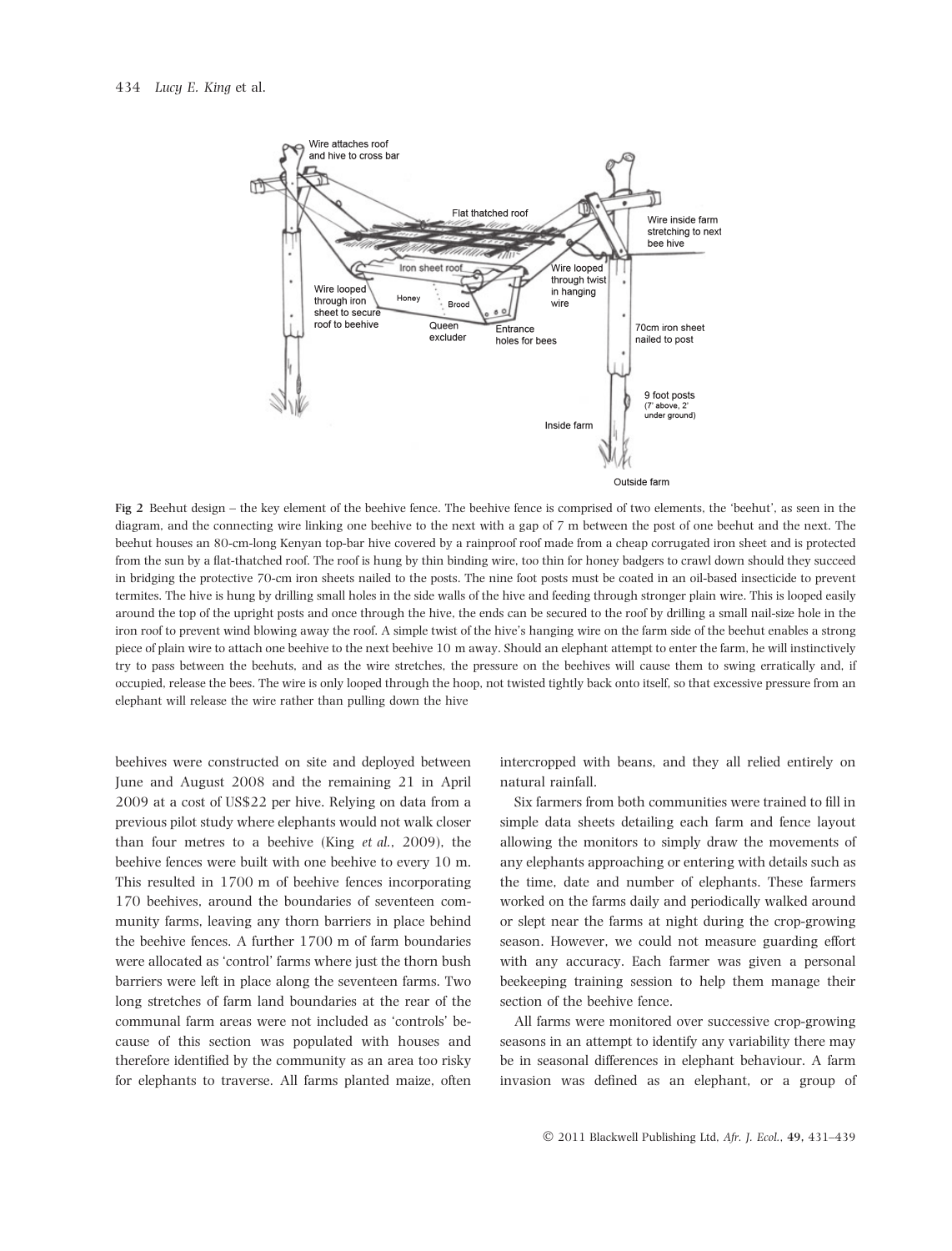Wire attaches roof and hive to cross bar

Flat thatched roof

Wire inside farm stretching to next bee hive

Iron sheet roof

Wire looped through iron sheet to secure roof to beehive

Honey

Brood

Queen excluder

Entrance holes for bees

Wire looped through twist in hanging wire

70cm iron sheet nailed to post

9 foot posts (7' above, 2' under ground)

Inside farm

Outside farm

**Fig 2** Beehut design – the key element of the beehive fence. The beehive fence is comprised of two elements, the 'beehut', as seen in the diagram, and the connecting wire linking one beehive to the next with a gap of 7 m between the post of one beehut and the next. The beehut houses an 80-cm-long Kenyan top-bar hive covered by a rainproof roof made from a cheap corrugated iron sheet and is protected from the sun by a flat-thatched roof. The roof is hung by thin binding wire, too thin for honey badgers to crawl down should they succeed in bridging the protective 70-cm iron sheets nailed to the posts. The nine foot posts must be coated in an oil-based insecticide to prevent termites. The hive is hung by drilling small holes in the side walls of the hive and feeding through stronger plain wire. This is looped easily around the top of the upright posts and once through the hive, the ends can be secured to the roof by drilling a small nail-size hole in the iron roof to prevent wind blowing away the roof. A simple twist of the hive's hanging wire on the farm side of the beehut enables a strong piece of plain wire to attach one beehive to the next beehive 10 m away. Should an elephant attempt to enter the farm, he will instinctively try to pass between the beehuts, and as the wire stretches, the pressure on the beehives will cause them to swing erratically and, if occupied, release the bees. The wire is only looped through the hoop, not twisted tightly back onto itself, so that excessive pressure from an elephant will release the wire rather than pulling down the hive

beehives were constructed on site and deployed between June and August 2008 and the remaining 21 in April 2009 at a cost of US$22 per hive. Relying on data from a previous pilot study where elephants would not walk closer than four metres to a beehive (King *et al.*, 2009), the beehive fences were built with one beehive to every 10 m. This resulted in 1700 m of beehive fences incorporating 170 beehives, around the boundaries of seventeen community farms, leaving any thorn barriers in place behind the beehive fences. A further 1700 m of farm boundaries were allocated as 'control' farms where just the thorn bush barriers were left in place along the seventeen farms. Two long stretches of farm land boundaries at the rear of the communal farm areas were not included as 'controls' because of this section was populated with houses and therefore identified by the community as an area too risky for elephants to traverse. All farms planted maize, often intercropped with beans, and they all relied entirely on natural rainfall.

Six farmers from both communities were trained to fill in simple data sheets detailing each farm and fence layout allowing the monitors to simply draw the movements of any elephants approaching or entering with details such as the time, date and number of elephants. These farmers worked on the farms daily and periodically walked around or slept near the farms at night during the crop-growing season. However, we could not measure guarding effort with any accuracy. Each farmer was given a personal beekeeping training session to help them manage their section of the beehive fence.

All farms were monitored over successive crop-growing seasons in an attempt to identify any variability there may be in seasonal differences in elephant behaviour. A farm invasion was defined as an elephant, or a group of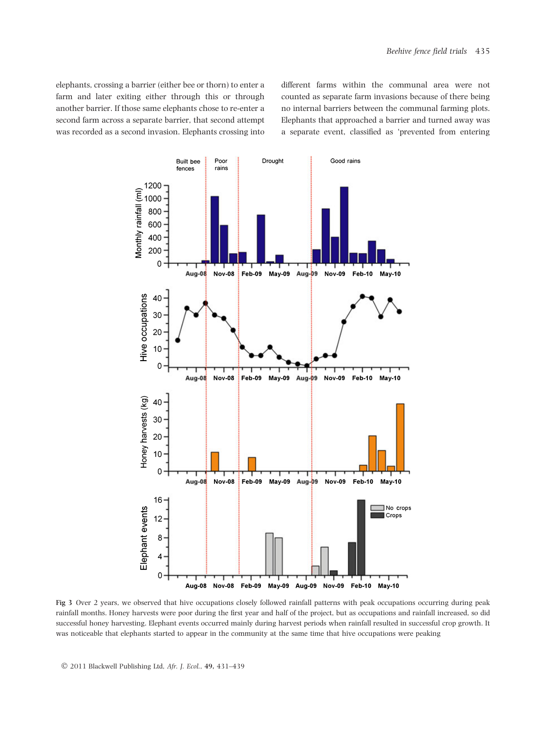elephants, crossing a barrier (either bee or thorn) to enter a farm and later exiting either through this or through another barrier. If those same elephants chose to re-enter a second farm across a separate barrier, that second attempt was recorded as a second invasion. Elephants crossing into different farms within the communal area were not counted as separate farm invasions because of there being no internal barriers between the communal farming plots. Elephants that approached a barrier and turned away was a separate event, classified as 'prevented from entering

**Fig 3** Over 2 years, we observed that hive occupations closely followed rainfall patterns with peak occupations occurring during peak rainfall months. Honey harvests were poor during the first year and half of the project, but as occupations and rainfall increased, so did successful honey harvesting. Elephant events occurred mainly during harvest periods when rainfall resulted in successful crop growth. It was noticeable that elephants started to appear in the community at the same time that hive occupations were peaking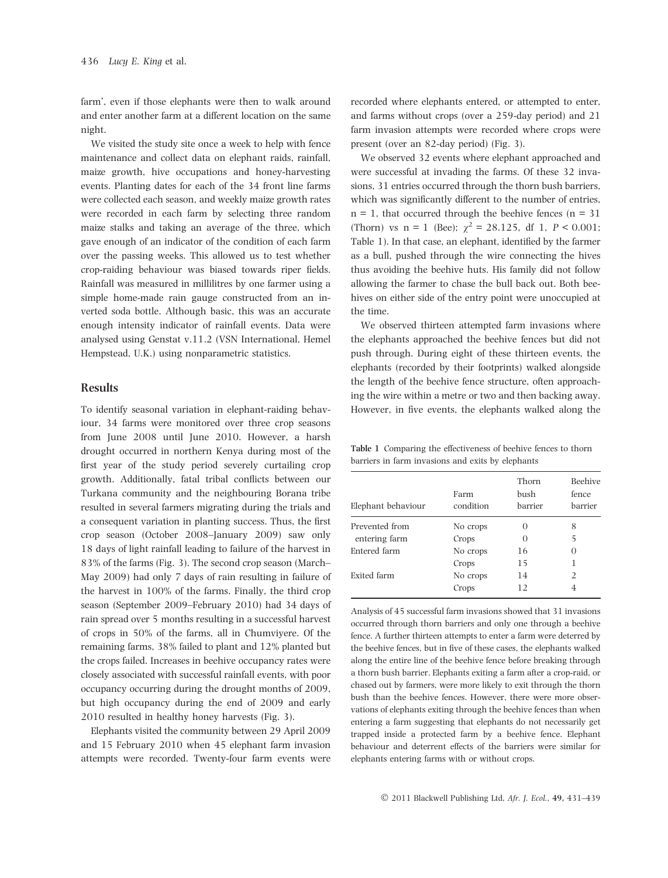farm', even if those elephants were then to walk around and enter another farm at a different location on the same night.

We visited the study site once a week to help with fence maintenance and collect data on elephant raids, rainfall, maize growth, hive occupations and honey-harvesting events. Planting dates for each of the 34 front line farms were collected each season, and weekly maize growth rates were recorded in each farm by selecting three random maize stalks and taking an average of the three, which gave enough of an indicator of the condition of each farm over the passing weeks. This allowed us to test whether crop-raiding behaviour was biased towards riper fields. Rainfall was measured in millilitres by one farmer using a simple home-made rain gauge constructed from an inverted soda bottle. Although basic, this was an accurate enough intensity indicator of rainfall events. Data were analysed using Genstat v.11.2 (VSN International, Hemel Hempstead, U.K.) using nonparametric statistics.

## Results

To identify seasonal variation in elephant-raiding behaviour, 34 farms were monitored over three crop seasons from June 2008 until June 2010. However, a harsh drought occurred in northern Kenya during most of the first year of the study period severely curtailing crop growth. Additionally, fatal tribal conflicts between our Turkana community and the neighbouring Borana tribe resulted in several farmers migrating during the trials and a consequent variation in planting success. Thus, the first crop season (October 2008–January 2009) saw only 18 days of light rainfall leading to failure of the harvest in 83% of the farms (Fig. 3). The second crop season (March–May 2009) had only 7 days of rain resulting in failure of the harvest in 100% of the farms. Finally, the third crop season (September 2009–February 2010) had 34 days of rain spread over 5 months resulting in a successful harvest of crops in 50% of the farms, all in Chumviyere. Of the remaining farms, 38% failed to plant and 12% planted but the crops failed. Increases in beehive occupancy rates were closely associated with successful rainfall events, with poor occupancy occurring during the drought months of 2009, but high occupancy during the end of 2009 and early 2010 resulted in healthy honey harvests (Fig. 3).

Elephants visited the community between 29 April 2009 and 15 February 2010 when 45 elephant farm invasion attempts were recorded. Twenty-four farm events were recorded where elephants entered, or attempted to enter, and farms without crops (over a 259-day period) and 21 farm invasion attempts were recorded where crops were present (over an 82-day period) (Fig. 3).

We observed 32 events where elephant approached and were successful at invading the farms. Of these 32 invasions, 31 entries occurred through the thorn bush barriers, which was significantly different to the number of entries, n = 1, that occurred through the beehive fences (n = 31 (Thorn) vs n = 1 (Bee); $\chi^2 = 28.125$, df 1, $P < 0.001$; Table 1). In that case, an elephant, identified by the farmer as a bull, pushed through the wire connecting the hives thus avoiding the beehive huts. His family did not follow allowing the farmer to chase the bull back out. Both beehives on either side of the entry point were unoccupied at the time.

We observed thirteen attempted farm invasions where the elephants approached the beehive fences but did not push through. During eight of these thirteen events, the elephants (recorded by their footprints) walked alongside the length of the beehive fence structure, often approaching the wire within a metre or two and then backing away. However, in five events, the elephants walked along the

**Table 1** Comparing the effectiveness of beehive fences to thorn barriers in farm invasions and exits by elephants

| Elephant behaviour | Farm condition | Thorn bush barrier | Beehive fence barrier |
|---|---|---|---|
| Prevented from entering farm | No crops | 0 | 8 |
| | Crops | 0 | 5 |
| Entered farm | No crops | 16 | 0 |
| | Crops | 15 | 1 |
| Exited farm | No crops | 14 | 2 |
| | Crops | 12 | 4 |

Analysis of 45 successful farm invasions showed that 31 invasions occurred through thorn barriers and only one through a beehive fence. A further thirteen attempts to enter a farm were deterred by the beehive fences, but in five of these cases, the elephants walked along the entire line of the beehive fence before breaking through a thorn bush barrier. Elephants exiting a farm after a crop-raid, or chased out by farmers, were more likely to exit through the thorn bush than the beehive fences. However, there were more observations of elephants exiting through the beehive fences than when entering a farm suggesting that elephants do not necessarily get trapped inside a protected farm by a beehive fence. Elephant behaviour and deterrent effects of the barriers were similar for elephants entering farms with or without crops.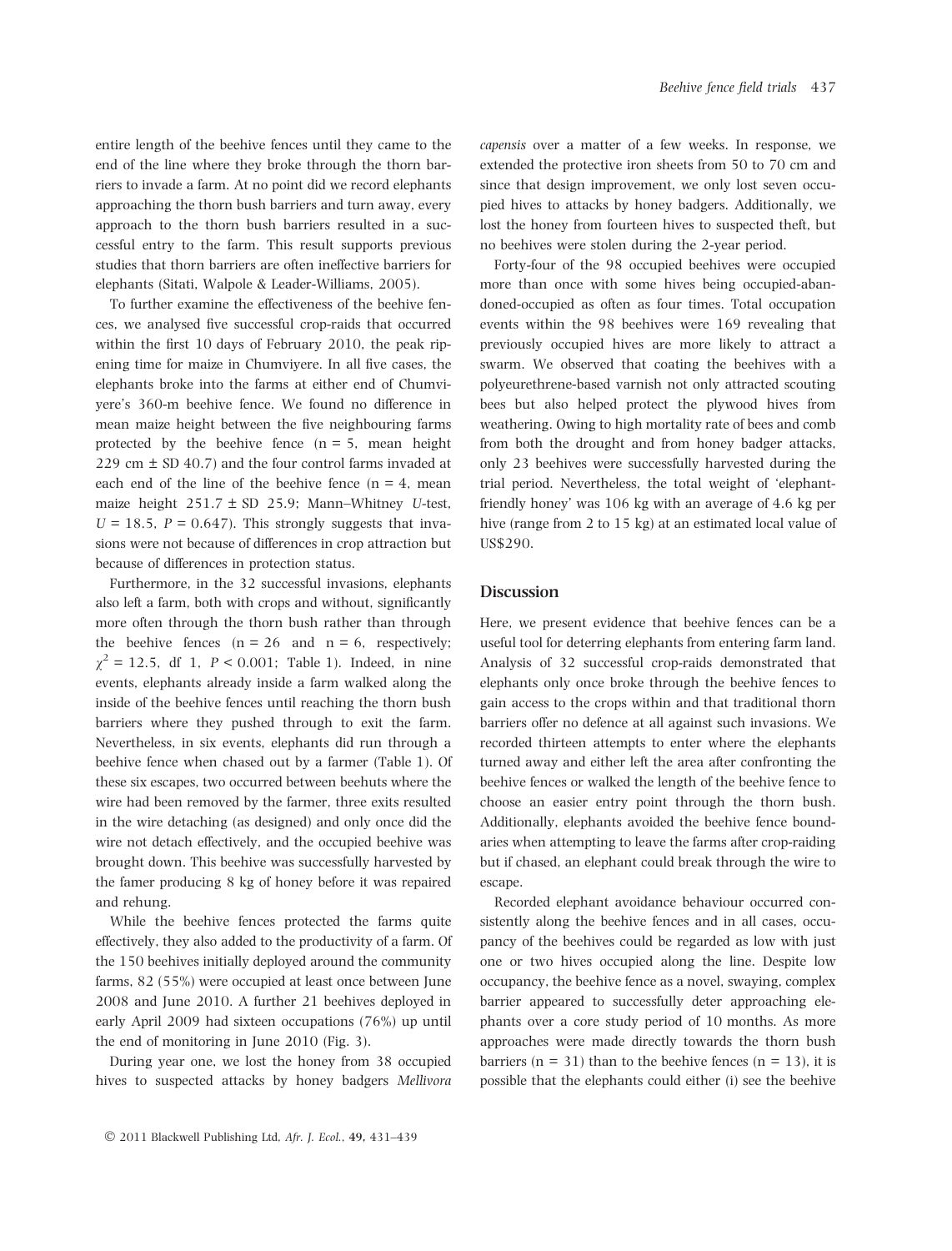entire length of the beehive fences until they came to the end of the line where they broke through the thorn barriers to invade a farm. At no point did we record elephants approaching the thorn bush barriers and turn away, every approach to the thorn bush barriers resulted in a successful entry to the farm. This result supports previous studies that thorn barriers are often ineffective barriers for elephants (Sitati, Walpole & Leader-Williams, 2005).

To further examine the effectiveness of the beehive fences, we analysed five successful crop-raids that occurred within the first 10 days of February 2010, the peak ripening time for maize in Chumviyere. In all five cases, the elephants broke into the farms at either end of Chumviyere's 360-m beehive fence. We found no difference in mean maize height between the five neighbouring farms protected by the beehive fence ($n = 5$, mean height 229 cm ± SD 40.7) and the four control farms invaded at each end of the line of the beehive fence ($n = 4$, mean maize height 251.7 ± SD 25.9; Mann–Whitney *U*-test, $U = 18.5$, $P = 0.647$). This strongly suggests that invasions were not because of differences in crop attraction but because of differences in protection status.

Furthermore, in the 32 successful invasions, elephants also left a farm, both with crops and without, significantly more often through the thorn bush rather than through the beehive fences ($n = 26$ and $n = 6$, respectively; $\chi^2 = 12.5$, df 1, $P < 0.001$; Table 1). Indeed, in nine events, elephants already inside a farm walked along the inside of the beehive fences until reaching the thorn bush barriers where they pushed through to exit the farm. Nevertheless, in six events, elephants did run through a beehive fence when chased out by a farmer (Table 1). Of these six escapes, two occurred between beehuts where the wire had been removed by the farmer, three exits resulted in the wire detaching (as designed) and only once did the wire not detach effectively, and the occupied beehive was brought down. This beehive was successfully harvested by the famer producing 8 kg of honey before it was repaired and rehung.

While the beehive fences protected the farms quite effectively, they also added to the productivity of a farm. Of the 150 beehives initially deployed around the community farms, 82 (55%) were occupied at least once between June 2008 and June 2010. A further 21 beehives deployed in early April 2009 had sixteen occupations (76%) up until the end of monitoring in June 2010 (Fig. 3).

During year one, we lost the honey from 38 occupied hives to suspected attacks by honey badgers *Mellivora capensis* over a matter of a few weeks. In response, we extended the protective iron sheets from 50 to 70 cm and since that design improvement, we only lost seven occupied hives to attacks by honey badgers. Additionally, we lost the honey from fourteen hives to suspected theft, but no beehives were stolen during the 2-year period.

Forty-four of the 98 occupied beehives were occupied more than once with some hives being occupied-abandoned-occupied as often as four times. Total occupation events within the 98 beehives were 169 revealing that previously occupied hives are more likely to attract a swarm. We observed that coating the beehives with a polyeurethrene-based varnish not only attracted scouting bees but also helped protect the plywood hives from weathering. Owing to high mortality rate of bees and comb from both the drought and from honey badger attacks, only 23 beehives were successfully harvested during the trial period. Nevertheless, the total weight of 'elephant-friendly honey' was 106 kg with an average of 4.6 kg per hive (range from 2 to 15 kg) at an estimated local value of US$290.

## Discussion

Here, we present evidence that beehive fences can be a useful tool for deterring elephants from entering farm land. Analysis of 32 successful crop-raids demonstrated that elephants only once broke through the beehive fences to gain access to the crops within and that traditional thorn barriers offer no defence at all against such invasions. We recorded thirteen attempts to enter where the elephants turned away and either left the area after confronting the beehive fences or walked the length of the beehive fence to choose an easier entry point through the thorn bush. Additionally, elephants avoided the beehive fence boundaries when attempting to leave the farms after crop-raiding but if chased, an elephant could break through the wire to escape.

Recorded elephant avoidance behaviour occurred consistently along the beehive fences and in all cases, occupancy of the beehives could be regarded as low with just one or two hives occupied along the line. Despite low occupancy, the beehive fence as a novel, swaying, complex barrier appeared to successfully deter approaching elephants over a core study period of 10 months. As more approaches were made directly towards the thorn bush barriers ($n = 31$) than to the beehive fences ($n = 13$), it is possible that the elephants could either (i) see the beehive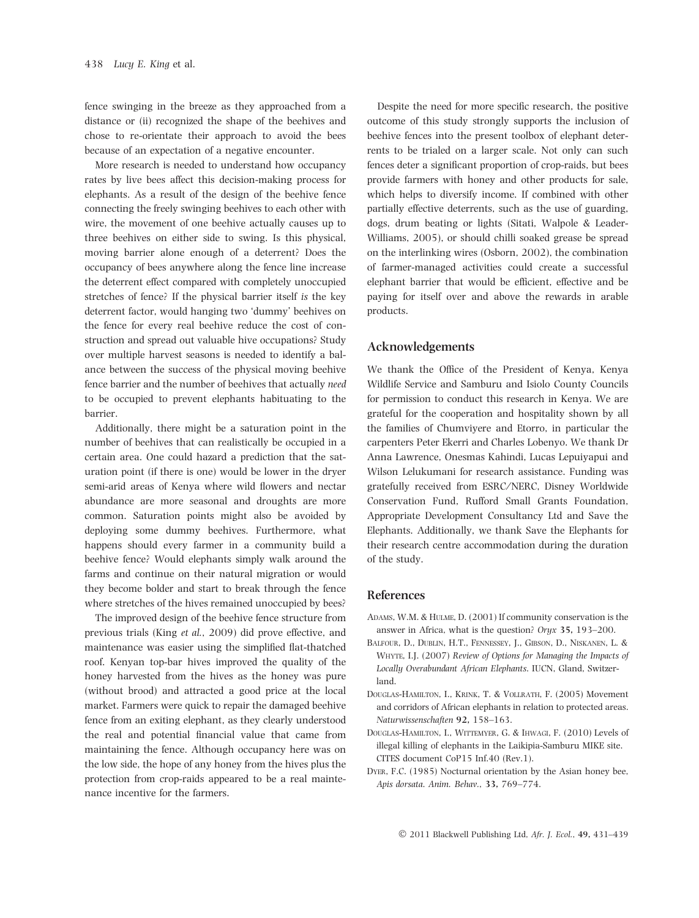fence swinging in the breeze as they approached from a distance or (ii) recognized the shape of the beehives and chose to re-orientate their approach to avoid the bees because of an expectation of a negative encounter.

More research is needed to understand how occupancy rates by live bees affect this decision-making process for elephants. As a result of the design of the beehive fence connecting the freely swinging beehives to each other with wire, the movement of one beehive actually causes up to three beehives on either side to swing. Is this physical, moving barrier alone enough of a deterrent? Does the occupancy of bees anywhere along the fence line increase the deterrent effect compared with completely unoccupied stretches of fence? If the physical barrier itself *is* the key deterrent factor, would hanging two 'dummy' beehives on the fence for every real beehive reduce the cost of construction and spread out valuable hive occupations? Study over multiple harvest seasons is needed to identify a balance between the success of the physical moving beehive fence barrier and the number of beehives that actually *need* to be occupied to prevent elephants habituating to the barrier.

Additionally, there might be a saturation point in the number of beehives that can realistically be occupied in a certain area. One could hazard a prediction that the saturation point (if there is one) would be lower in the dryer semi-arid areas of Kenya where wild flowers and nectar abundance are more seasonal and droughts are more common. Saturation points might also be avoided by deploying some dummy beehives. Furthermore, what happens should every farmer in a community build a beehive fence? Would elephants simply walk around the farms and continue on their natural migration or would they become bolder and start to break through the fence where stretches of the hives remained unoccupied by bees?

The improved design of the beehive fence structure from previous trials (King *et al.*, 2009) did prove effective, and maintenance was easier using the simplified flat-thatched roof. Kenyan top-bar hives improved the quality of the honey harvested from the hives as the honey was pure (without brood) and attracted a good price at the local market. Farmers were quick to repair the damaged beehive fence from an exiting elephant, as they clearly understood the real and potential financial value that came from maintaining the fence. Although occupancy here was on the low side, the hope of any honey from the hives plus the protection from crop-raids appeared to be a real maintenance incentive for the farmers.

Despite the need for more specific research, the positive outcome of this study strongly supports the inclusion of beehive fences into the present toolbox of elephant deterrents to be trialed on a larger scale. Not only can such fences deter a significant proportion of crop-raids, but bees provide farmers with honey and other products for sale, which helps to diversify income. If combined with other partially effective deterrents, such as the use of guarding, dogs, drum beating or lights (Sitati, Walpole & Leader-Williams, 2005), or should chilli soaked grease be spread on the interlinking wires (Osborn, 2002), the combination of farmer-managed activities could create a successful elephant barrier that would be efficient, effective and be paying for itself over and above the rewards in arable products.

## Acknowledgements

We thank the Office of the President of Kenya, Kenya Wildlife Service and Samburu and Isiolo County Councils for permission to conduct this research in Kenya. We are grateful for the cooperation and hospitality shown by all the families of Chumviyere and Etorro, in particular the carpenters Peter Ekerri and Charles Lobenyo. We thank Dr Anna Lawrence, Onesmas Kahindi, Lucas Lepuiyapui and Wilson Lelukumani for research assistance. Funding was gratefully received from ESRC/NERC, Disney Worldwide Conservation Fund, Rufford Small Grants Foundation, Appropriate Development Consultancy Ltd and Save the Elephants. Additionally, we thank Save the Elephants for their research centre accommodation during the duration of the study.

## References

Adams, W.M. & Hulme, D. (2001) If community conservation is the answer in Africa, what is the question? *Oryx* **35,** 193–200.

Balfour, D., Dublin, H.T., Fennessey, J., Gibson, D., Niskanen, L. & Whyte, I.J. (2007) *Review of Options for Managing the Impacts of Locally Overabundant African Elephants*. IUCN, Gland, Switzerland.

Douglas-Hamilton, I., Krink, T. & Vollrath, F. (2005) Movement and corridors of African elephants in relation to protected areas. *Naturwissenschaften* **92,** 158–163.

Douglas-Hamilton, I., Wittemyer, G. & Ihwagi, F. (2010) Levels of illegal killing of elephants in the Laikipia-Samburu MIKE site. CITES document CoP15 Inf.40 (Rev.1).

Dyer, F.C. (1985) Nocturnal orientation by the Asian honey bee, *Apis dorsata*. *Anim. Behav.*, **33,** 769–774.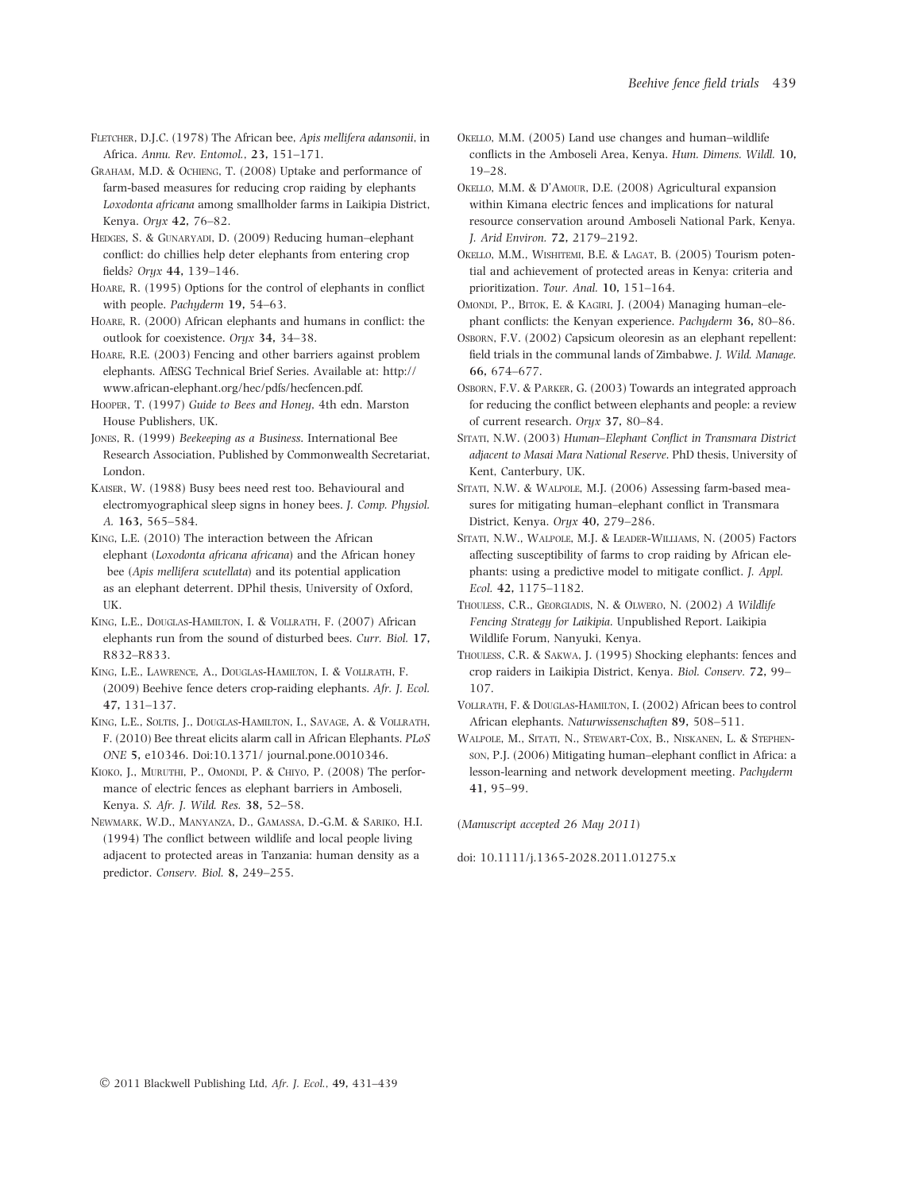Fletcher, D.J.C. (1978) The African bee, *Apis mellifera adansonii*, in Africa. *Annu. Rev. Entomol.*, **23**, 151–171.

Graham, M.D. & Ochieng, T. (2008) Uptake and performance of farm-based measures for reducing crop raiding by elephants *Loxodonta africana* among smallholder farms in Laikipia District, Kenya. *Oryx* **42**, 76–82.

Hedges, S. & Gunaryadi, D. (2009) Reducing human–elephant conflict: do chillies help deter elephants from entering crop fields? *Oryx* **44**, 139–146.

Hoare, R. (1995) Options for the control of elephants in conflict with people. *Pachyderm* **19**, 54–63.

Hoare, R. (2000) African elephants and humans in conflict: the outlook for coexistence. *Oryx* **34**, 34–38.

Hoare, R.E. (2003) Fencing and other barriers against problem elephants. AfESG Technical Brief Series. Available at: http://www.african-elephant.org/hec/pdfs/hecfencen.pdf.

Hooper, T. (1997) *Guide to Bees and Honey*, 4th edn. Marston House Publishers, UK.

Jones, R. (1999) *Beekeeping as a Business*. International Bee Research Association, Published by Commonwealth Secretariat, London.

Kaiser, W. (1988) Busy bees need rest too. Behavioural and electromyographical sleep signs in honey bees. *J. Comp. Physiol. A.* **163**, 565–584.

King, L.E. (2010) The interaction between the African elephant (*Loxodonta africana africana*) and the African honey bee (*Apis mellifera scutellata*) and its potential application as an elephant deterrent. DPhil thesis, University of Oxford, UK.

King, L.E., Douglas-Hamilton, I. & Vollrath, F. (2007) African elephants run from the sound of disturbed bees. *Curr. Biol.* **17**, R832–R833.

King, L.E., Lawrence, A., Douglas-Hamilton, I. & Vollrath, F. (2009) Beehive fence deters crop-raiding elephants. *Afr. J. Ecol.* **47**, 131–137.

King, L.E., Soltis, J., Douglas-Hamilton, I., Savage, A. & Vollrath, F. (2010) Bee threat elicits alarm call in African Elephants. *PLoS ONE* **5**, e10346. Doi:10.1371/ journal.pone.0010346.

Kioko, J., Muruthi, P., Omondi, P. & Chiyo, P. (2008) The performance of electric fences as elephant barriers in Amboseli, Kenya. *S. Afr. J. Wild. Res.* **38**, 52–58.

Newmark, W.D., Manyanza, D., Gamassa, D.-G.M. & Sariko, H.I. (1994) The conflict between wildlife and local people living adjacent to protected areas in Tanzania: human density as a predictor. *Conserv. Biol.* **8**, 249–255.

Okello, M.M. (2005) Land use changes and human–wildlife conflicts in the Amboseli Area, Kenya. *Hum. Dimens. Wildl.* **10**, 19–28.

Okello, M.M. & D'Amour, D.E. (2008) Agricultural expansion within Kimana electric fences and implications for natural resource conservation around Amboseli National Park, Kenya. *J. Arid Environ.* **72**, 2179–2192.

Okello, M.M., Wishitemi, B.E. & Lagat, B. (2005) Tourism potential and achievement of protected areas in Kenya: criteria and prioritization. *Tour. Anal.* **10**, 151–164.

Omondi, P., Bitok, E. & Kagiri, J. (2004) Managing human–elephant conflicts: the Kenyan experience. *Pachyderm* **36,** 80–86.

Osborn, F.V. (2002) Capsicum oleoresin as an elephant repellent: field trials in the communal lands of Zimbabwe. *J. Wild. Manage.* **66,** 674–677.

Osborn, F.V. & Parker, G. (2003) Towards an integrated approach for reducing the conflict between elephants and people: a review of current research. *Oryx* **37,** 80–84.

Sitati, N.W. (2003) *Human–Elephant Conflict in Transmara District adjacent to Masai Mara National Reserve*. PhD thesis, University of Kent, Canterbury, UK.

Sitati, N.W. & Walpole, M.J. (2006) Assessing farm-based measures for mitigating human–elephant conflict in Transmara District, Kenya. *Oryx* **40,** 279–286.

Sitati, N.W., Walpole, M.J. & Leader-Williams, N. (2005) Factors affecting susceptibility of farms to crop raiding by African elephants: using a predictive model to mitigate conflict. *J. Appl. Ecol.* **42,** 1175–1182.

Thouless, C.R., Georgiadis, N. & Olwero, N. (2002) *A Wildlife Fencing Strategy for Laikipia*. Unpublished Report. Laikipia Wildlife Forum, Nanyuki, Kenya.

Thouless, C.R. & Sakwa, J. (1995) Shocking elephants: fences and crop raiders in Laikipia District, Kenya. *Biol. Conserv.* **72,** 99–107.

Vollrath, F. & Douglas-Hamilton, I. (2002) African bees to control African elephants. *Naturwissenschaften* **89,** 508–511.

Walpole, M., Sitati, N., Stewart-Cox, B., Niskanen, L. & Stephenson, P.J. (2006) Mitigating human–elephant conflict in Africa: a lesson-learning and network development meeting. *Pachyderm* **41,** 95–99.

(*Manuscript accepted 26 May 2011*)

doi: 10.1111/j.1365-2028.2011.01275.x